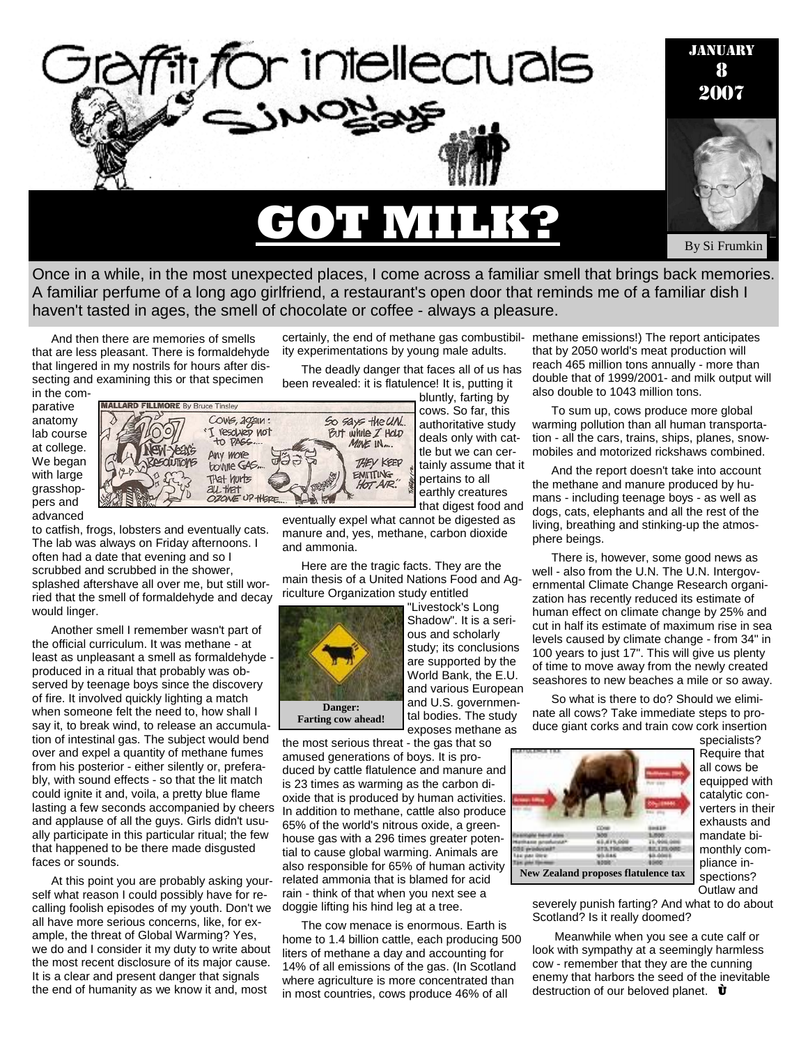# Graffiti for intellectuals

## Simon Says

JANUARY 8 2007

# GOT MILK?

By Si Frumkin

Once in a while, in the most unexpected places, I come across a familiar smell that brings back memories. A familiar perfume of a long ago girlfriend, a restaurant's open door that reminds me of a familiar dish I haven't tasted in ages, the smell of chocolate or coffee - always a pleasure.

And then there are memories of smells that are less pleasant. There is formaldehyde that lingered in my nostrils for hours after dissecting and examining this or that specimen in the comparative anatomy lab course at college. We began with large grasshoppers and advanced to catfish, frogs, lobsters and eventually cats. The lab was always on Friday afternoons. I often had a date that evening and so I scrubbed and scrubbed in the shower, splashed aftershave all over me, but still worried that the smell of formaldehyde and decay would linger.

Another smell I remember wasn't part of the official curriculum. It was methane - at least as unpleasant a smell as formaldehyde - produced in a ritual that probably was observed by teenage boys since the discovery of fire. It involved quickly lighting a match when someone felt the need to, how shall I say it, to break wind, to release an accumulation of intestinal gas. The subject would bend over and expel a quantity of methane fumes from his posterior - either silently or, preferably, with sound effects - so that the lit match could ignite it and, voila, a pretty blue flame lasting a few seconds accompanied by cheers and applause of all the guys. Girls didn't usually participate in this particular ritual; the few that happened to be there made disgusted faces or sounds.

At this point you are probably asking yourself what reason I could possibly have for recalling foolish episodes of my youth. Don't we all have more serious concerns, like, for example, the threat of Global Warming? Yes, we do and I consider it my duty to write about the most recent disclosure of its major cause. It is a clear and present danger that signals the end of humanity as we know it and, most certainly, the end of methane gas combustibility experimentations by young male adults.

The deadly danger that faces all of us has been revealed: it is flatulence! It is, putting it bluntly, farting by cows. So far, this authoritative study deals only with cattle but we can certainly assume that it pertains to all earthly creatures that digest food and eventually expel what cannot be digested as manure and, yes, methane, carbon dioxide and ammonia.

Here are the tragic facts. They are the main thesis of a United Nations Food and Agriculture Organization study entitled "Livestock's Long Shadow". It is a serious and scholarly study; its conclusions are supported by the World Bank, the E.U. and various European and U.S. governmental bodies. The study exposes methane as the most serious threat - the gas that so amused generations of boys. It is produced by cattle flatulence and manure and is 23 times as warming as the carbon dioxide that is produced by human activities. In addition to methane, cattle also produce 65% of the world's nitrous oxide, a greenhouse gas with a 296 times greater potential to cause global warming. Animals are also responsible for 65% of human activity related ammonia that is blamed for acid rain - think of that when you next see a doggie lifting his hind leg at a tree.

**Danger: Farting cow ahead!**

The cow menace is enormous. Earth is home to 1.4 billion cattle, each producing 500 liters of methane a day and accounting for 14% of all emissions of the gas. (In Scotland where agriculture is more concentrated than in most countries, cows produce 46% of all methane emissions!) The report anticipates that by 2050 world's meat production will reach 465 million tons annually - more than double that of 1999/2001- and milk output will also double to 1043 million tons.

To sum up, cows produce more global warming pollution than all human transportation - all the cars, trains, ships, planes, snowmobiles and motorized rickshaws combined.

And the report doesn't take into account the methane and manure produced by humans - including teenage boys - as well as dogs, cats, elephants and all the rest of the living, breathing and stinking-up the atmosphere beings.

There is, however, some good news as well - also from the U.N. The U.N. Intergovernmental Climate Change Research organization has recently reduced its estimate of human effect on climate change by 25% and cut in half its estimate of maximum rise in sea levels caused by climate change - from 34" in 100 years to just 17". This will give us plenty of time to move away from the newly created seashores to new beaches a mile or so away.

So what is there to do? Should we eliminate all cows? Take immediate steps to produce giant corks and train cow cork insertion specialists? Require that all cows be equipped with catalytic converters in their exhausts and mandate bimonthly compliance inspections? Outlaw and severely punish farting? And what to do about Scotland? Is it really doomed?

**New Zealand proposes flatulence tax**

Meanwhile when you see a cute calf or look with sympathy at a seemingly harmless cow - remember that they are the cunning enemy that harbors the seed of the inevitable destruction of our beloved planet.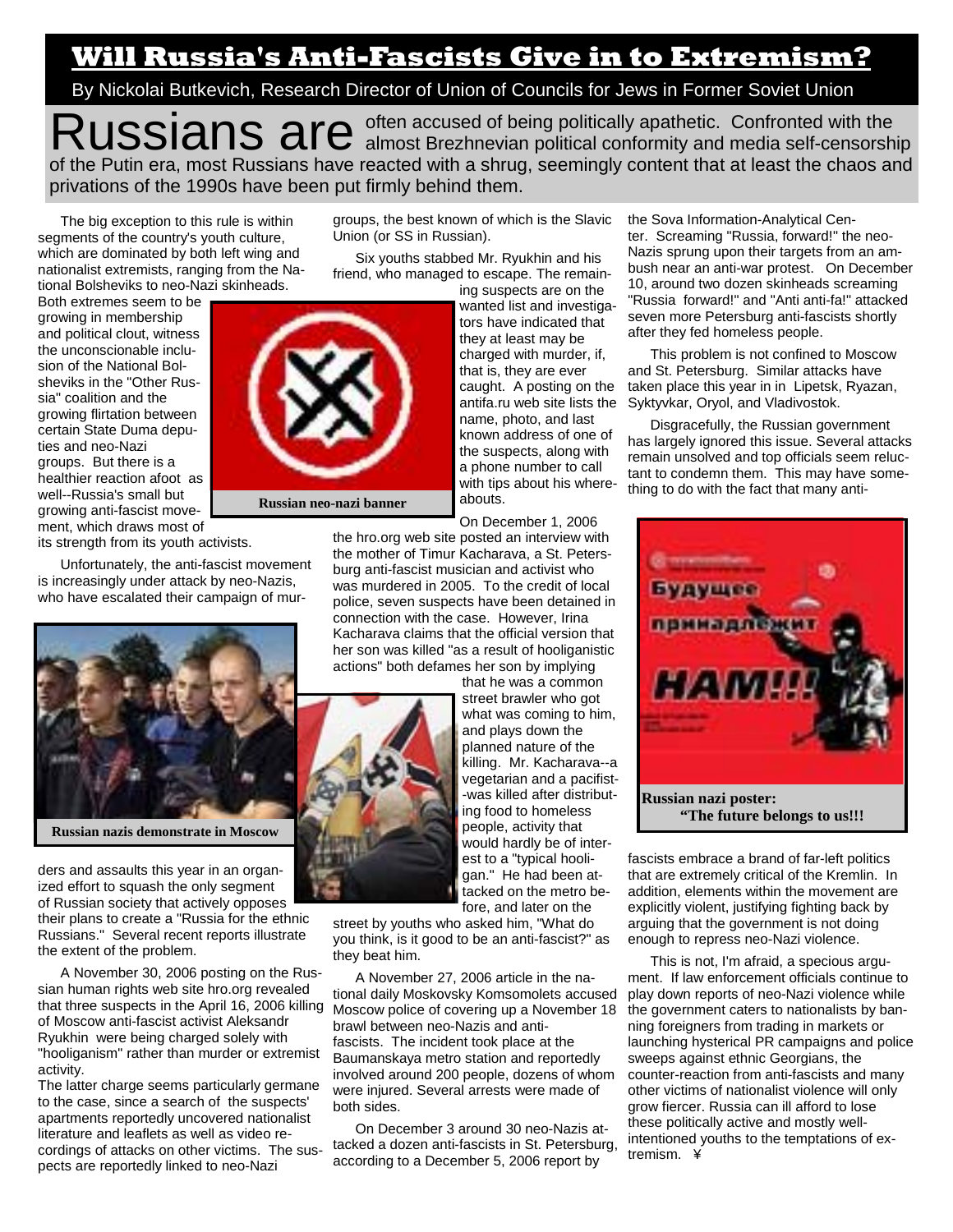# Will Russia's Anti-Fascists Give in to Extremism?

By Nickolai Butkevich, Research Director of Union of Councils for Jews in Former Soviet Union

**Russians are** often accused of being politically apathetic. Confronted with the almost Brezhnevian political conformity and media self-censorship of the Putin era, most Russians have reacted with a shrug, seemingly content that at least the chaos and privations of the 1990s have been put firmly behind them.

The big exception to this rule is within segments of the country's youth culture, which are dominated by both left wing and nationalist extremists, ranging from the National Bolsheviks to neo-Nazi skinheads. Both extremes seem to be growing in membership and political clout, witness the unconscionable inclusion of the National Bolsheviks in the "Other Russia" coalition and the growing flirtation between certain State Duma deputies and neo-Nazi groups. But there is a healthier reaction afoot as well--Russia's small but growing anti-fascist movement, which draws most of its strength from its youth activists.

**Russian neo-nazi banner**

Unfortunately, the anti-fascist movement is increasingly under attack by neo-Nazis, who have escalated their campaign of murders and assaults this year in an organized effort to squash the only segment of Russian society that actively opposes their plans to create a "Russia for the ethnic Russians." Several recent reports illustrate the extent of the problem.

**Russian nazis demonstrate in Moscow**

A November 30, 2006 posting on the Russian human rights web site hro.org revealed that three suspects in the April 16, 2006 killing of Moscow anti-fascist activist Aleksandr Ryukhin were being charged solely with "hooliganism" rather than murder or extremist activity.

The latter charge seems particularly germane to the case, since a search of the suspects' apartments reportedly uncovered nationalist literature and leaflets as well as video recordings of attacks on other victims. The suspects are reportedly linked to neo-Nazi groups, the best known of which is the Slavic Union (or SS in Russian).

Six youths stabbed Mr. Ryukhin and his friend, who managed to escape. The remaining suspects are on the wanted list and investigators have indicated that they at least may be charged with murder, if, that is, they are ever caught. A posting on the antifa.ru web site lists the name, photo, and last known address of one of the suspects, along with a phone number to call with tips about his whereabouts.

On December 1, 2006 the hro.org web site posted an interview with the mother of Timur Kacharava, a St. Petersburg anti-fascist musician and activist who was murdered in 2005. To the credit of local police, seven suspects have been detained in connection with the case. However, Irina Kacharava claims that the official version that her son was killed "as a result of hooliganistic actions" both defames her son by implying that he was a common street brawler who got what was coming to him, and plays down the planned nature of the killing. Mr. Kacharava--a vegetarian and a pacifist--was killed after distributing food to homeless people, activity that would hardly be of interest to a "typical hooligan." He had been attacked on the metro before, and later on the street by youths who asked him, "What do you think, is it good to be an anti-fascist?" as they beat him.

A November 27, 2006 article in the national daily Moskovsky Komsomolets accused Moscow police of covering up a November 18 brawl between neo-Nazis and anti-fascists. The incident took place at the Baumanskaya metro station and reportedly involved around 200 people, dozens of whom were injured. Several arrests were made of both sides.

On December 3 around 30 neo-Nazis attacked a dozen anti-fascists in St. Petersburg, according to a December 5, 2006 report by the Sova Information-Analytical Center. Screaming "Russia, forward!" the neo-Nazis sprung upon their targets from an ambush near an anti-war protest. On December 10, around two dozen skinheads screaming "Russia forward!" and "Anti anti-fa!" attacked seven more Petersburg anti-fascists shortly after they fed homeless people.

This problem is not confined to Moscow and St. Petersburg. Similar attacks have taken place this year in in Lipetsk, Ryazan, Syktyvkar, Oryol, and Vladivostok.

Disgracefully, the Russian government has largely ignored this issue. Several attacks remain unsolved and top officials seem reluctant to condemn them. This may have something to do with the fact that many anti-fascists embrace a brand of far-left politics that are extremely critical of the Kremlin. In addition, elements within the movement are explicitly violent, justifying fighting back by arguing that the government is not doing enough to repress neo-Nazi violence.

**Russian nazi poster: "The future belongs to us!!!"**

This is not, I'm afraid, a specious argument. If law enforcement officials continue to play down reports of neo-Nazi violence while the government caters to nationalists by banning foreigners from trading in markets or launching hysterical PR campaigns and police sweeps against ethnic Georgians, the counter-reaction from anti-fascists and many other victims of nationalist violence will only grow fiercer. Russia can ill afford to lose these politically active and mostly well-intentioned youths to the temptations of extremism. ¥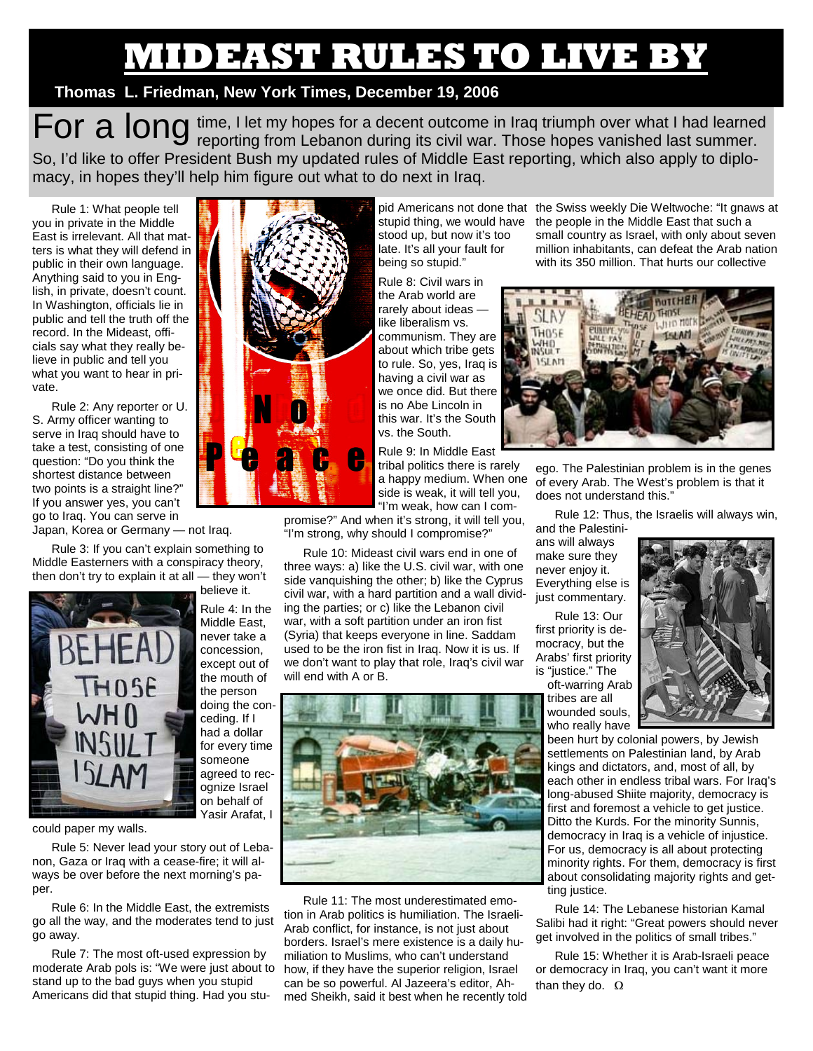# MIDEAST RULES TO LIVE BY

**Thomas L. Friedman, New York Times, December 19, 2006**

For a long time, I let my hopes for a decent outcome in Iraq triumph over what I had learned reporting from Lebanon during its civil war. Those hopes vanished last summer. So, I'd like to offer President Bush my updated rules of Middle East reporting, which also apply to diplomacy, in hopes they'll help him figure out what to do next in Iraq.

Rule 1: What people tell you in private in the Middle East is irrelevant. All that matters is what they will defend in public in their own language. Anything said to you in English, in private, doesn't count. In Washington, officials lie in public and tell the truth off the record. In the Mideast, officials say what they really believe in public and tell you what you want to hear in private.

Rule 2: Any reporter or U. S. Army officer wanting to serve in Iraq should have to take a test, consisting of one question: "Do you think the shortest distance between two points is a straight line?" If you answer yes, you can't go to Iraq. You can serve in Japan, Korea or Germany — not Iraq.

Rule 3: If you can't explain something to Middle Easterners with a conspiracy theory, then don't try to explain it at all — they won't believe it.

Rule 4: In the Middle East, never take a concession, except out of the mouth of the person doing the conceding. If I had a dollar for every time someone agreed to recognize Israel on behalf of Yasir Arafat, I could paper my walls.

Rule 5: Never lead your story out of Lebanon, Gaza or Iraq with a cease-fire; it will always be over before the next morning's paper.

Rule 6: In the Middle East, the extremists go all the way, and the moderates tend to just go away.

Rule 7: The most oft-used expression by moderate Arab pols is: "We were just about to stand up to the bad guys when you stupid Americans did that stupid thing. Had you stupid Americans not done that stupid thing, we would have stood up, but now it's too late. It's all your fault for being so stupid."

Rule 8: Civil wars in the Arab world are rarely about ideas — like liberalism vs. communism. They are about which tribe gets to rule. So, yes, Iraq is having a civil war as we once did. But there is no Abe Lincoln in this war. It's the South vs. the South.

Rule 9: In Middle East tribal politics there is rarely a happy medium. When one side is weak, it will tell you, "I'm weak, how can I compromise?" And when it's strong, it will tell you, "I'm strong, why should I compromise?"

Rule 10: Mideast civil wars end in one of three ways: a) like the U.S. civil war, with one side vanquishing the other; b) like the Cyprus civil war, with a hard partition and a wall dividing the parties; or c) like the Lebanon civil war, with a soft partition under an iron fist (Syria) that keeps everyone in line. Saddam used to be the iron fist in Iraq. Now it is us. If we don't want to play that role, Iraq's civil war will end with A or B.

Rule 11: The most underestimated emotion in Arab politics is humiliation. The Israeli-Arab conflict, for instance, is not just about borders. Israel's mere existence is a daily humiliation to Muslims, who can't understand how, if they have the superior religion, Israel can be so powerful. Al Jazeera's editor, Ahmed Sheikh, said it best when he recently told the Swiss weekly Die Weltwoche: "It gnaws at the people in the Middle East that such a small country as Israel, with only about seven million inhabitants, can defeat the Arab nation with its 350 million. That hurts our collective ego. The Palestinian problem is in the genes of every Arab. The West's problem is that it does not understand this."

Rule 12: Thus, the Israelis will always win, and the Palestinians will always make sure they never enjoy it. Everything else is just commentary.

Rule 13: Our first priority is democracy, but the Arabs' first priority is "justice." The oft-warring Arab tribes are all wounded souls, who really have been hurt by colonial powers, by Jewish settlements on Palestinian land, by Arab kings and dictators, and, most of all, by each other in endless tribal wars. For Iraq's long-abused Shiite majority, democracy is first and foremost a vehicle to get justice. Ditto the Kurds. For the minority Sunnis, democracy in Iraq is a vehicle of injustice. For us, democracy is all about protecting minority rights. For them, democracy is first about consolidating majority rights and getting justice.

Rule 14: The Lebanese historian Kamal Salibi had it right: "Great powers should never get involved in the politics of small tribes."

Rule 15: Whether it is Arab-Israeli peace or democracy in Iraq, you can't want it more than they do. Ω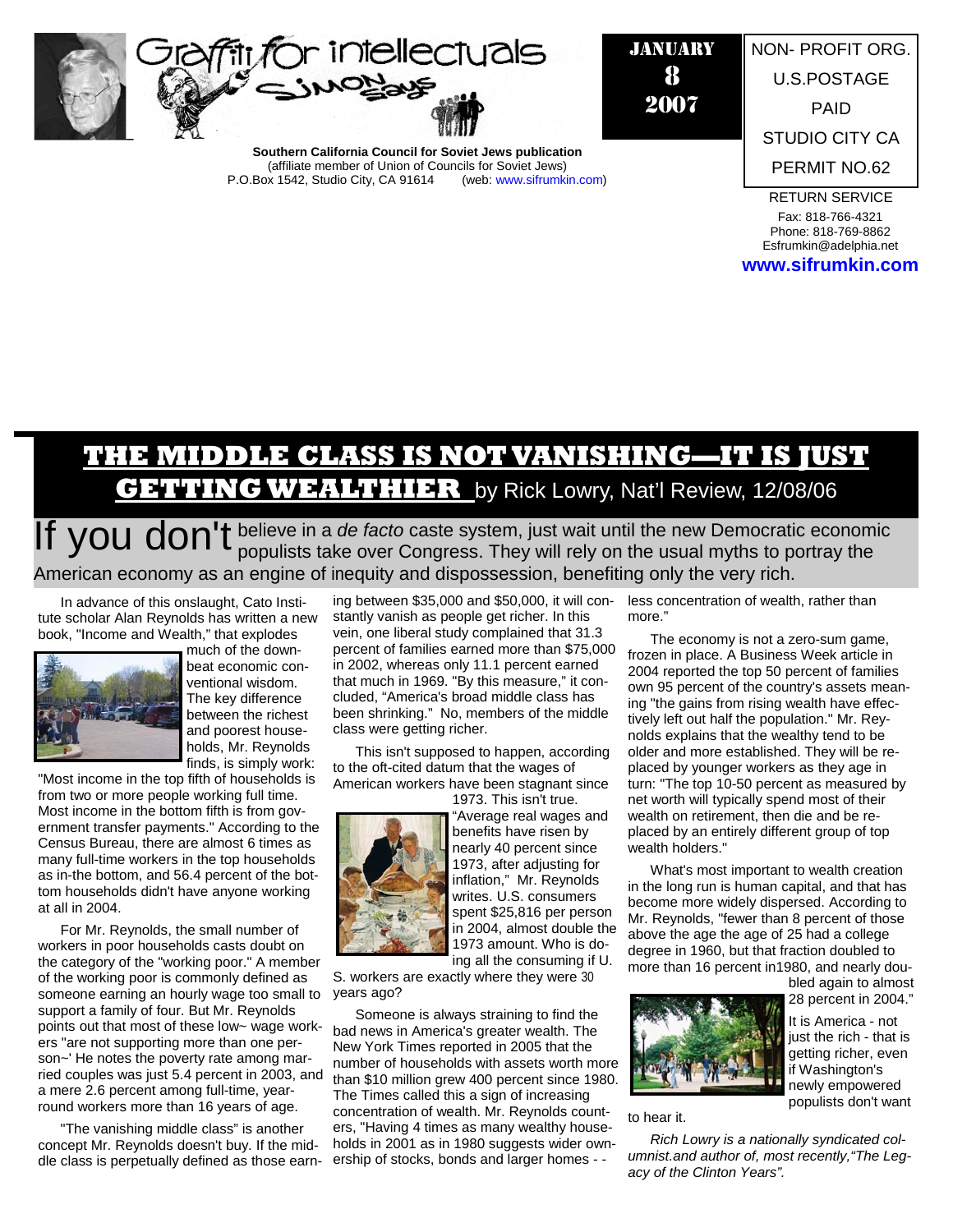Graffiti for intellectuals

SIMON Says

**Southern California Council for Soviet Jews publication**
(affiliate member of Union of Councils for Soviet Jews)
P.O.Box 1542, Studio City, CA 91614 (web: www.sifrumkin.com)

**JANUARY 8 2007**

NON- PROFIT ORG.
U.S.POSTAGE
PAID
STUDIO CITY CA
PERMIT NO.62

RETURN SERVICE
Fax: 818-766-4321
Phone: 818-769-8862
Esfrumkin@adelphia.net
**www.sifrumkin.com**

# THE MIDDLE CLASS IS NOT VANISHING—IT IS JUST GETTING WEALTHIER

by Rick Lowry, Nat'l Review, 12/08/06

If you don't believe in a *de facto* caste system, just wait until the new Democratic economic populists take over Congress. They will rely on the usual myths to portray the American economy as an engine of inequity and dispossession, benefiting only the very rich.

In advance of this onslaught, Cato Institute scholar Alan Reynolds has written a new book, "Income and Wealth," that explodes much of the downbeat economic conventional wisdom. The key difference between the richest and poorest households, Mr. Reynolds finds, is simply work: "Most income in the top fifth of households is from two or more people working full time. Most income in the bottom fifth is from government transfer payments." According to the Census Bureau, there are almost 6 times as many full-time workers in the top households as in-the bottom, and 56.4 percent of the bottom households didn't have anyone working at all in 2004.

For Mr. Reynolds, the small number of workers in poor households casts doubt on the category of the "working poor." A member of the working poor is commonly defined as someone earning an hourly wage too small to support a family of four. But Mr. Reynolds points out that most of these low~ wage workers "are not supporting more than one person~' He notes the poverty rate among married couples was just 5.4 percent in 2003, and a mere 2.6 percent among full-time, year-round workers more than 16 years of age.

"The vanishing middle class" is another concept Mr. Reynolds doesn't buy. If the middle class is perpetually defined as those earning between $35,000 and $50,000, it will constantly vanish as people get richer. In this vein, one liberal study complained that 31.3 percent of families earned more than $75,000 in 2002, whereas only 11.1 percent earned that much in 1969. "By this measure," it concluded, "America's broad middle class has been shrinking." No, members of the middle class were getting richer.

This isn't supposed to happen, according to the oft-cited datum that the wages of American workers have been stagnant since 1973. This isn't true. "Average real wages and benefits have risen by nearly 40 percent since 1973, after adjusting for inflation," Mr. Reynolds writes. U.S. consumers spent $25,816 per person in 2004, almost double the 1973 amount. Who is doing all the consuming if U. S. workers are exactly where they were 30 years ago?

Someone is always straining to find the bad news in America's greater wealth. The New York Times reported in 2005 that the number of households with assets worth more than $10 million grew 400 percent since 1980. The Times called this a sign of increasing concentration of wealth. Mr. Reynolds counters, "Having 4 times as many wealthy households in 2001 as in 1980 suggests wider ownership of stocks, bonds and larger homes - - less concentration of wealth, rather than more."

The economy is not a zero-sum game, frozen in place. A Business Week article in 2004 reported the top 50 percent of families own 95 percent of the country's assets meaning "the gains from rising wealth have effectively left out half the population." Mr. Reynolds explains that the wealthy tend to be older and more established. They will be replaced by younger workers as they age in turn: "The top 10-50 percent as measured by net worth will typically spend most of their wealth on retirement, then die and be replaced by an entirely different group of top wealth holders."

What's most important to wealth creation in the long run is human capital, and that has become more widely dispersed. According to Mr. Reynolds, "fewer than 8 percent of those above the age the age of 25 had a college degree in 1960, but that fraction doubled to more than 16 percent in1980, and nearly doubled again to almost 28 percent in 2004."

It is America - not just the rich - that is getting richer, even if Washington's newly empowered populists don't want to hear it.

*Rich Lowry is a nationally syndicated columnist.and author of, most recently,"The Legacy of the Clinton Years".*